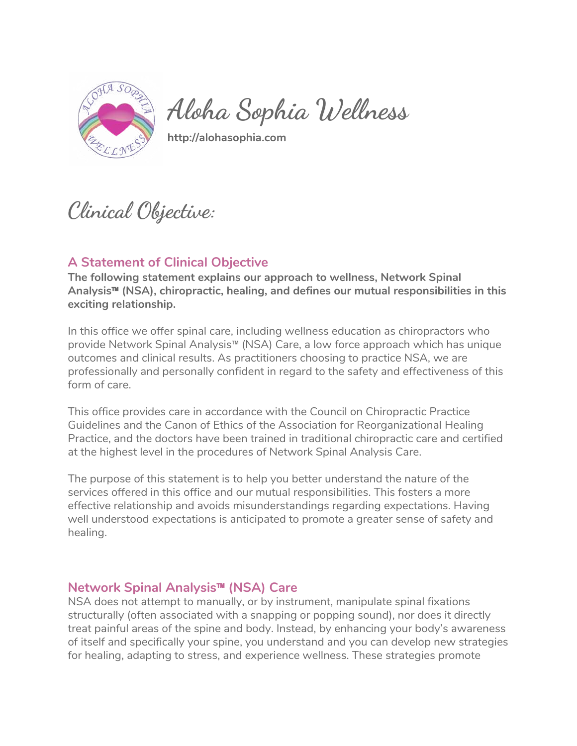# Aloha Sophia Wellness

**http://alohasophia.com**

# Clinical Objective:

## A Statement of Clinical Objective

**The following statement explains our approach to wellness, Network Spinal Analysis™ (NSA), chiropractic, healing, and defines our mutual responsibilities in this exciting relationship.**

In this office we offer spinal care, including wellness education as chiropractors who provide Network Spinal Analysis™ (NSA) Care, a low force approach which has unique outcomes and clinical results. As practitioners choosing to practice NSA, we are professionally and personally confident in regard to the safety and effectiveness of this form of care.

This office provides care in accordance with the Council on Chiropractic Practice Guidelines and the Canon of Ethics of the Association for Reorganizational Healing Practice, and the doctors have been trained in traditional chiropractic care and certified at the highest level in the procedures of Network Spinal Analysis Care.

The purpose of this statement is to help you better understand the nature of the services offered in this office and our mutual responsibilities. This fosters a more effective relationship and avoids misunderstandings regarding expectations. Having well understood expectations is anticipated to promote a greater sense of safety and healing.

## Network Spinal Analysis™ (NSA) Care

NSA does not attempt to manually, or by instrument, manipulate spinal fixations structurally (often associated with a snapping or popping sound), nor does it directly treat painful areas of the spine and body. Instead, by enhancing your body's awareness of itself and specifically your spine, you understand and you can develop new strategies for healing, adapting to stress, and experience wellness. These strategies promote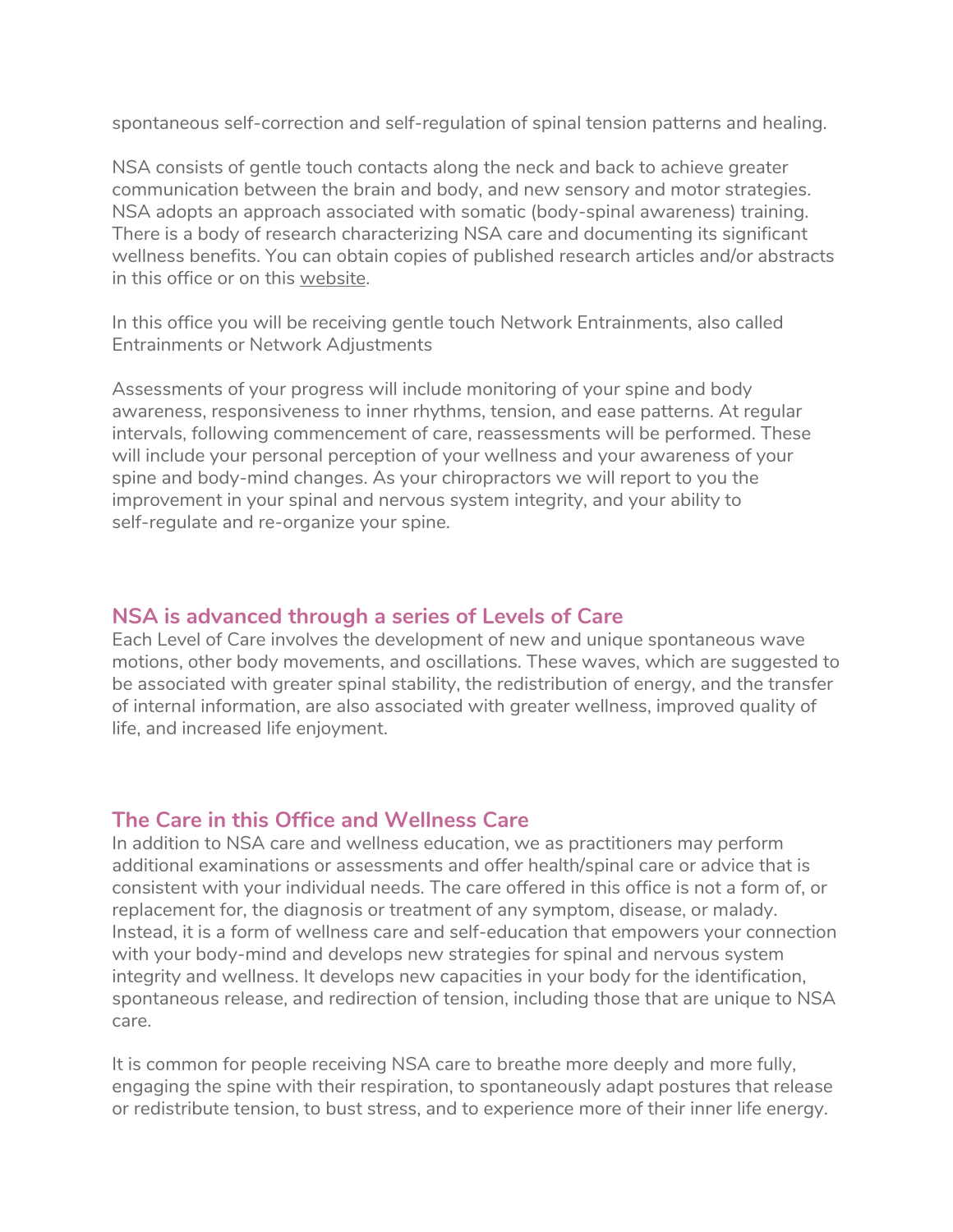spontaneous self-correction and self-regulation of spinal tension patterns and healing.

NSA consists of gentle touch contacts along the neck and back to achieve greater communication between the brain and body, and new sensory and motor strategies. NSA adopts an approach associated with somatic (body-spinal awareness) training. There is a body of research characterizing NSA care and documenting its significant wellness benefits. You can obtain copies of published research articles and/or abstracts in this office or on this website.

In this office you will be receiving gentle touch Network Entrainments, also called Entrainments or Network Adjustments

Assessments of your progress will include monitoring of your spine and body awareness, responsiveness to inner rhythms, tension, and ease patterns. At regular intervals, following commencement of care, reassessments will be performed. These will include your personal perception of your wellness and your awareness of your spine and body-mind changes. As your chiropractors we will report to you the improvement in your spinal and nervous system integrity, and your ability to self-regulate and re-organize your spine.

## NSA is advanced through a series of Levels of Care

Each Level of Care involves the development of new and unique spontaneous wave motions, other body movements, and oscillations. These waves, which are suggested to be associated with greater spinal stability, the redistribution of energy, and the transfer of internal information, are also associated with greater wellness, improved quality of life, and increased life enjoyment.

## The Care in this Office and Wellness Care

In addition to NSA care and wellness education, we as practitioners may perform additional examinations or assessments and offer health/spinal care or advice that is consistent with your individual needs. The care offered in this office is not a form of, or replacement for, the diagnosis or treatment of any symptom, disease, or malady. Instead, it is a form of wellness care and self-education that empowers your connection with your body-mind and develops new strategies for spinal and nervous system integrity and wellness. It develops new capacities in your body for the identification, spontaneous release, and redirection of tension, including those that are unique to NSA care.

It is common for people receiving NSA care to breathe more deeply and more fully, engaging the spine with their respiration, to spontaneously adapt postures that release or redistribute tension, to bust stress, and to experience more of their inner life energy.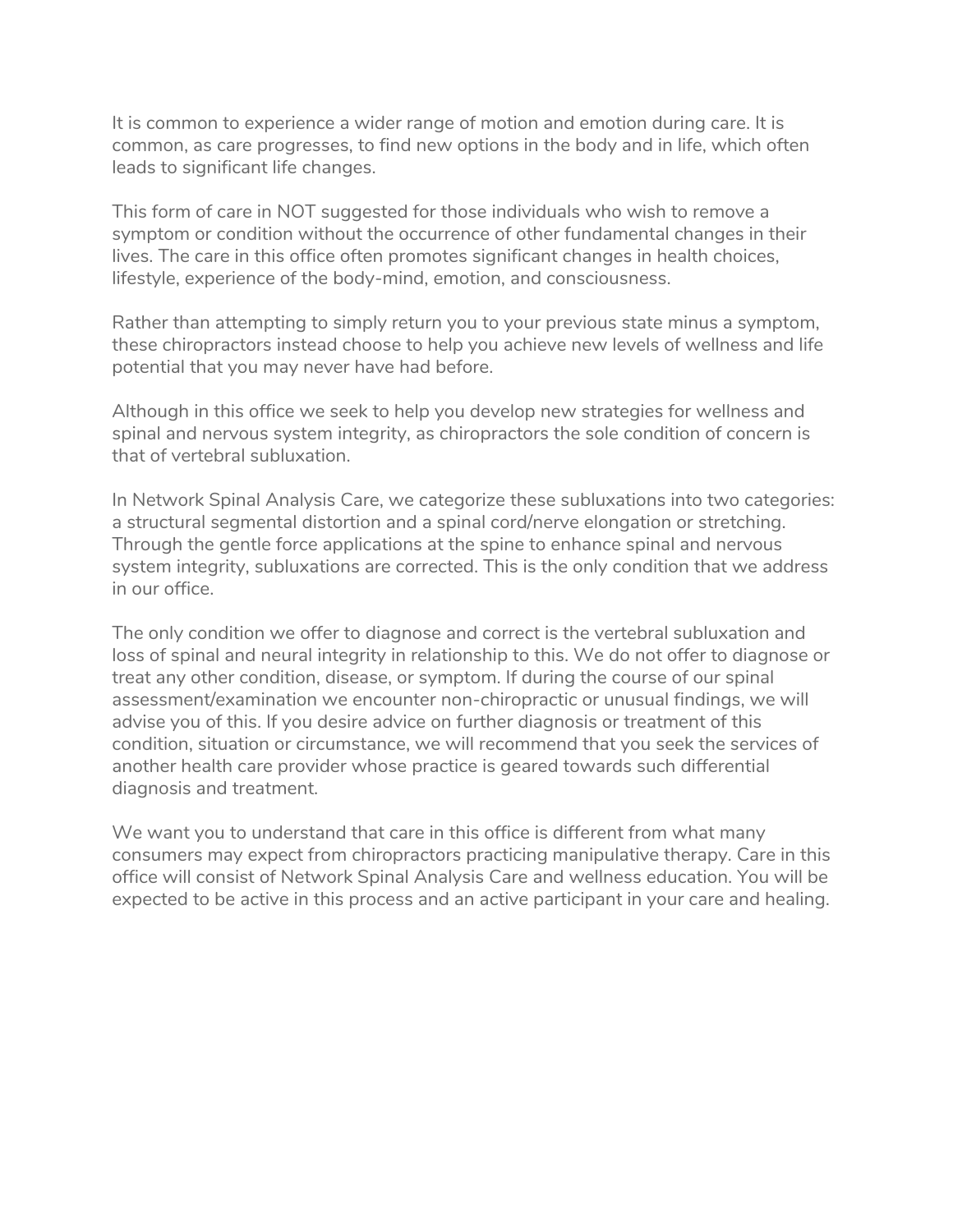It is common to experience a wider range of motion and emotion during care. It is common, as care progresses, to find new options in the body and in life, which often leads to significant life changes.

This form of care in NOT suggested for those individuals who wish to remove a symptom or condition without the occurrence of other fundamental changes in their lives. The care in this office often promotes significant changes in health choices, lifestyle, experience of the body-mind, emotion, and consciousness.

Rather than attempting to simply return you to your previous state minus a symptom, these chiropractors instead choose to help you achieve new levels of wellness and life potential that you may never have had before.

Although in this office we seek to help you develop new strategies for wellness and spinal and nervous system integrity, as chiropractors the sole condition of concern is that of vertebral subluxation.

In Network Spinal Analysis Care, we categorize these subluxations into two categories: a structural segmental distortion and a spinal cord/nerve elongation or stretching. Through the gentle force applications at the spine to enhance spinal and nervous system integrity, subluxations are corrected. This is the only condition that we address in our office.

The only condition we offer to diagnose and correct is the vertebral subluxation and loss of spinal and neural integrity in relationship to this. We do not offer to diagnose or treat any other condition, disease, or symptom. If during the course of our spinal assessment/examination we encounter non-chiropractic or unusual findings, we will advise you of this. If you desire advice on further diagnosis or treatment of this condition, situation or circumstance, we will recommend that you seek the services of another health care provider whose practice is geared towards such differential diagnosis and treatment.

We want you to understand that care in this office is different from what many consumers may expect from chiropractors practicing manipulative therapy. Care in this office will consist of Network Spinal Analysis Care and wellness education. You will be expected to be active in this process and an active participant in your care and healing.